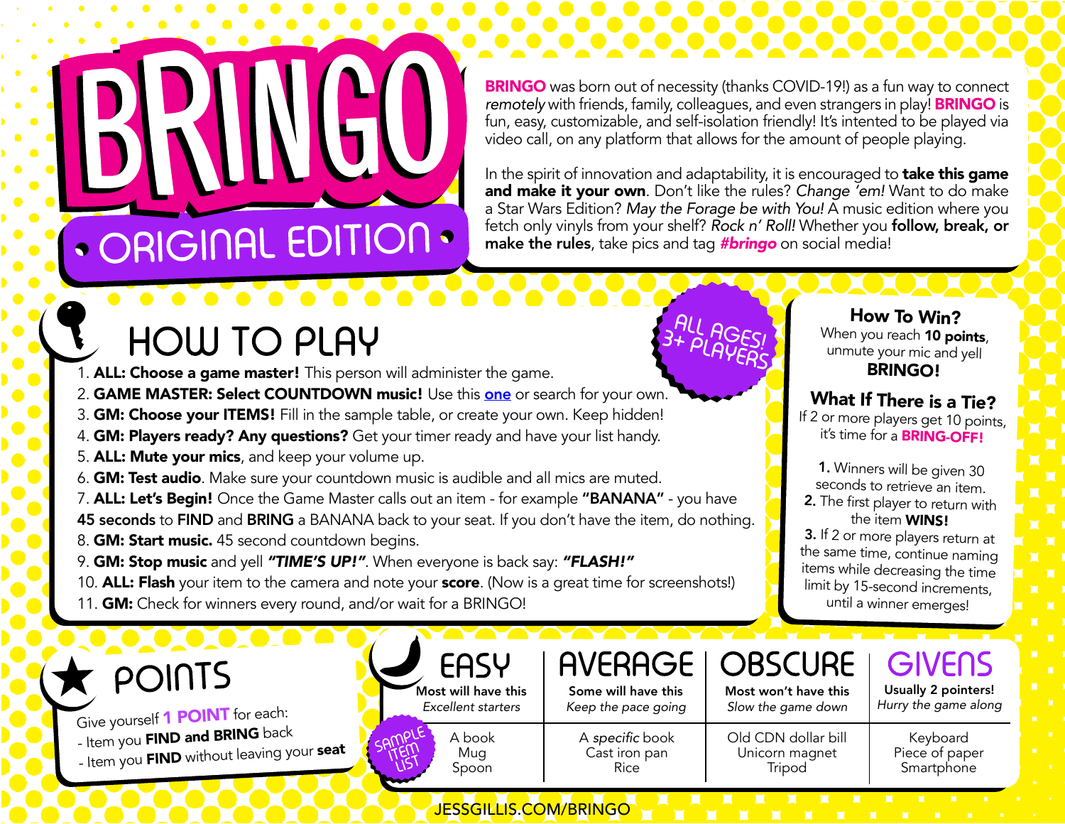# BRINGO

## • ORIGINAL EDITION •

**BRINGO** was born out of necessity (thanks COVID-19!) as a fun way to connect *remotely* with friends, family, colleagues, and even strangers in play! **BRINGO** is fun, easy, customizable, and self-isolation friendly! It's intented to be played via video call, on any platform that allows for the amount of people playing.

In the spirit of innovation and adaptability, it is encouraged to **take this game and make it your own**. Don't like the rules? *Change 'em!* Want to do make a Star Wars Edition? *May the Forage be with You!* A music edition where you fetch only vinyls from your shelf? *Rock n' Roll!* Whether you **follow, break, or make the rules**, take pics and tag ***#bringo*** on social media!

## HOW TO PLAY

ALL AGES! 3+ PLAYERS

1. **ALL: Choose a game master!** This person will administer the game.
2. **GAME MASTER: Select COUNTDOWN music!** Use this one or search for your own.
3. **GM: Choose your ITEMS!** Fill in the sample table, or create your own. Keep hidden!
4. **GM: Players ready? Any questions?** Get your timer ready and have your list handy.
5. **ALL: Mute your mics**, and keep your volume up.
6. **GM: Test audio**. Make sure your countdown music is audible and all mics are muted.
7. **ALL: Let's Begin!** Once the Game Master calls out an item - for example **"BANANA"** - you have **45 seconds** to FIND and **BRING** a BANANA back to your seat. If you don't have the item, do nothing.
8. **GM: Start music.** 45 second countdown begins.
9. **GM: Stop music** and yell ***"TIME'S UP!"***. When everyone is back say: ***"FLASH!"***
10. **ALL: Flash** your item to the camera and note your **score**. (Now is a great time for screenshots!)
11. **GM:** Check for winners every round, and/or wait for a BRINGO!

### How To Win?

When you reach **10 points**, unmute your mic and yell **BRINGO!**

### What If There is a Tie?

If 2 or more players get 10 points, it's time for a **BRING-OFF!**

1. Winners will be given 30 seconds to retrieve an item.
2. The first player to return with the item **WINS!**
3. If 2 or more players return at the same time, continue naming items while decreasing the time limit by 15-second increments, until a winner emerges!

## POINTS

Give yourself **1 POINT** for each:

- Item you **FIND and BRING** back
- Item you **FIND** without leaving your **seat**

### SAMPLE ITEM LIST

| EASY | AVERAGE | OBSCURE | GIVENS |
|---|---|---|---|
| **Most will have this** *Excellent starters* | **Some will have this** *Keep the pace going* | **Most won't have this** *Slow the game down* | **Usually 2 pointers!** *Hurry the game along* |
| A book | A *specific* book | Old CDN dollar bill | Keyboard |
| Mug | Cast iron pan | Unicorn magnet | Piece of paper |
| Spoon | Rice | Tripod | Smartphone |

JESSGILLIS.COM/BRINGO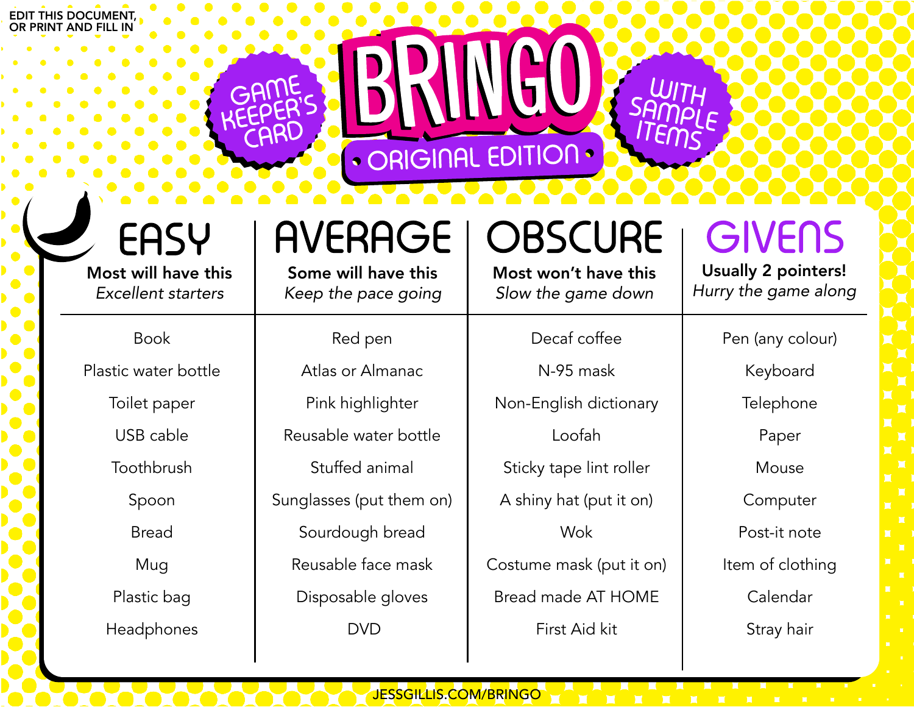EDIT THIS DOCUMENT, OR PRINT AND FILL IN

# BRINGO

**ORIGINAL EDITION**

GAME KEEPER'S CARD

WITH SAMPLE ITEMS

| EASY<br>**Most will have this**<br>*Excellent starters* | AVERAGE<br>**Some will have this**<br>*Keep the pace going* | OBSCURE<br>**Most won't have this**<br>*Slow the game down* | GIVENS<br>**Usually 2 pointers!**<br>*Hurry the game along* |
|---|---|---|---|
| Book | Red pen | Decaf coffee | Pen (any colour) |
| Plastic water bottle | Atlas or Almanac | N-95 mask | Keyboard |
| Toilet paper | Pink highlighter | Non-English dictionary | Telephone |
| USB cable | Reusable water bottle | Loofah | Paper |
| Toothbrush | Stuffed animal | Sticky tape lint roller | Mouse |
| Spoon | Sunglasses (put them on) | A shiny hat (put it on) | Computer |
| Bread | Sourdough bread | Wok | Post-it note |
| Mug | Reusable face mask | Costume mask (put it on) | Item of clothing |
| Plastic bag | Disposable gloves | Bread made AT HOME | Calendar |
| Headphones | DVD | First Aid kit | Stray hair |

JESSGILLIS.COM/BRINGO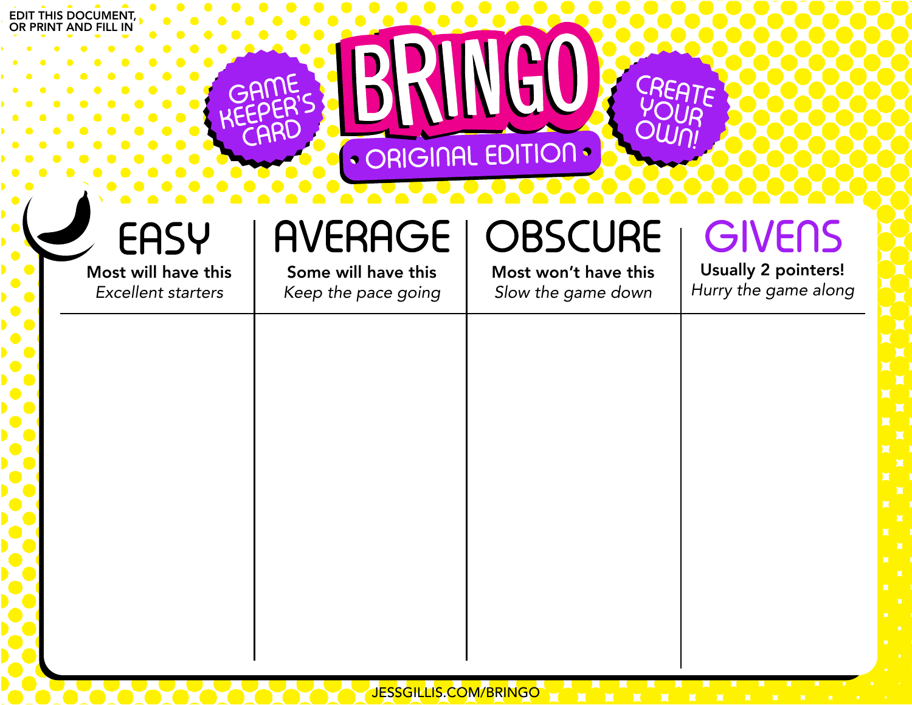EDIT THIS DOCUMENT, OR PRINT AND FILL IN

GAME KEEPER'S CARD

# BRINGO

ORIGINAL EDITION

CREATE YOUR OWN!

| EASY<br>**Most will have this**<br>*Excellent starters* | AVERAGE<br>**Some will have this**<br>*Keep the pace going* | OBSCURE<br>**Most won't have this**<br>*Slow the game down* | GIVENS<br>**Usually 2 pointers!**<br>*Hurry the game along* |
|---|---|---|---|
| | | | |

JESSGILLIS.COM/BRINGO